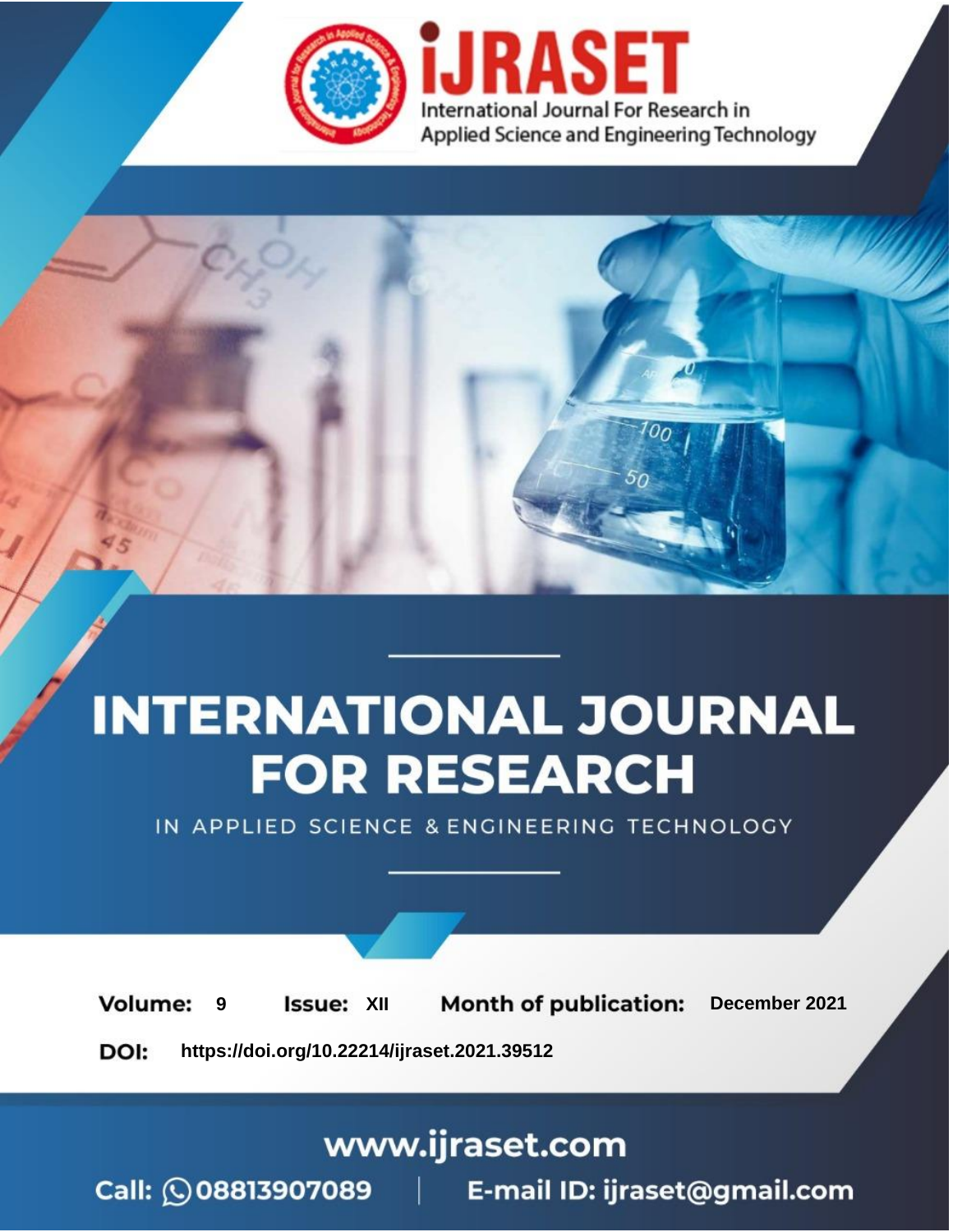iJRASET

International Journal For Research in Applied Science and Engineering Technology

# INTERNATIONAL JOURNAL FOR RESEARCH

IN APPLIED SCIENCE & ENGINEERING TECHNOLOGY

**Volume:** 9 **Issue:** XII **Month of publication:** December 2021

**DOI:** https://doi.org/10.22214/ijraset.2021.39512

www.ijraset.com

Call: 08813907089 | E-mail ID: ijraset@gmail.com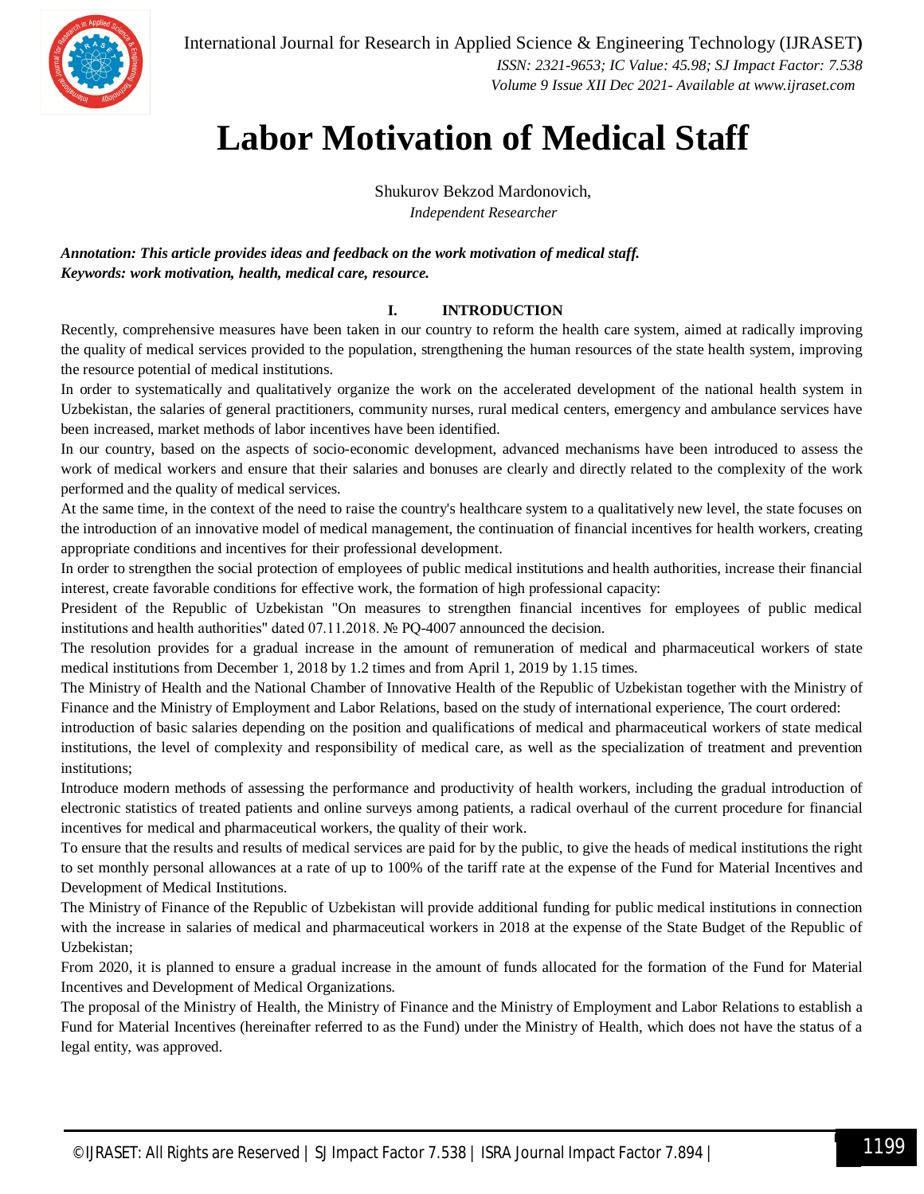# Labor Motivation of Medical Staff

Shukurov Bekzod Mardonovich,
*Independent Researcher*

***Annotation: This article provides ideas and feedback on the work motivation of medical staff.***
***Keywords: work motivation, health, medical care, resource.***

## I. INTRODUCTION

Recently, comprehensive measures have been taken in our country to reform the health care system, aimed at radically improving the quality of medical services provided to the population, strengthening the human resources of the state health system, improving the resource potential of medical institutions.

In order to systematically and qualitatively organize the work on the accelerated development of the national health system in Uzbekistan, the salaries of general practitioners, community nurses, rural medical centers, emergency and ambulance services have been increased, market methods of labor incentives have been identified.

In our country, based on the aspects of socio-economic development, advanced mechanisms have been introduced to assess the work of medical workers and ensure that their salaries and bonuses are clearly and directly related to the complexity of the work performed and the quality of medical services.

At the same time, in the context of the need to raise the country's healthcare system to a qualitatively new level, the state focuses on the introduction of an innovative model of medical management, the continuation of financial incentives for health workers, creating appropriate conditions and incentives for their professional development.

In order to strengthen the social protection of employees of public medical institutions and health authorities, increase their financial interest, create favorable conditions for effective work, the formation of high professional capacity:

President of the Republic of Uzbekistan "On measures to strengthen financial incentives for employees of public medical institutions and health authorities" dated 07.11.2018. № PQ-4007 announced the decision.

The resolution provides for a gradual increase in the amount of remuneration of medical and pharmaceutical workers of state medical institutions from December 1, 2018 by 1.2 times and from April 1, 2019 by 1.15 times.

The Ministry of Health and the National Chamber of Innovative Health of the Republic of Uzbekistan together with the Ministry of Finance and the Ministry of Employment and Labor Relations, based on the study of international experience, The court ordered:

introduction of basic salaries depending on the position and qualifications of medical and pharmaceutical workers of state medical institutions, the level of complexity and responsibility of medical care, as well as the specialization of treatment and prevention institutions;

Introduce modern methods of assessing the performance and productivity of health workers, including the gradual introduction of electronic statistics of treated patients and online surveys among patients, a radical overhaul of the current procedure for financial incentives for medical and pharmaceutical workers, the quality of their work.

To ensure that the results and results of medical services are paid for by the public, to give the heads of medical institutions the right to set monthly personal allowances at a rate of up to 100% of the tariff rate at the expense of the Fund for Material Incentives and Development of Medical Institutions.

The Ministry of Finance of the Republic of Uzbekistan will provide additional funding for public medical institutions in connection with the increase in salaries of medical and pharmaceutical workers in 2018 at the expense of the State Budget of the Republic of Uzbekistan;

From 2020, it is planned to ensure a gradual increase in the amount of funds allocated for the formation of the Fund for Material Incentives and Development of Medical Organizations.

The proposal of the Ministry of Health, the Ministry of Finance and the Ministry of Employment and Labor Relations to establish a Fund for Material Incentives (hereinafter referred to as the Fund) under the Ministry of Health, which does not have the status of a legal entity, was approved.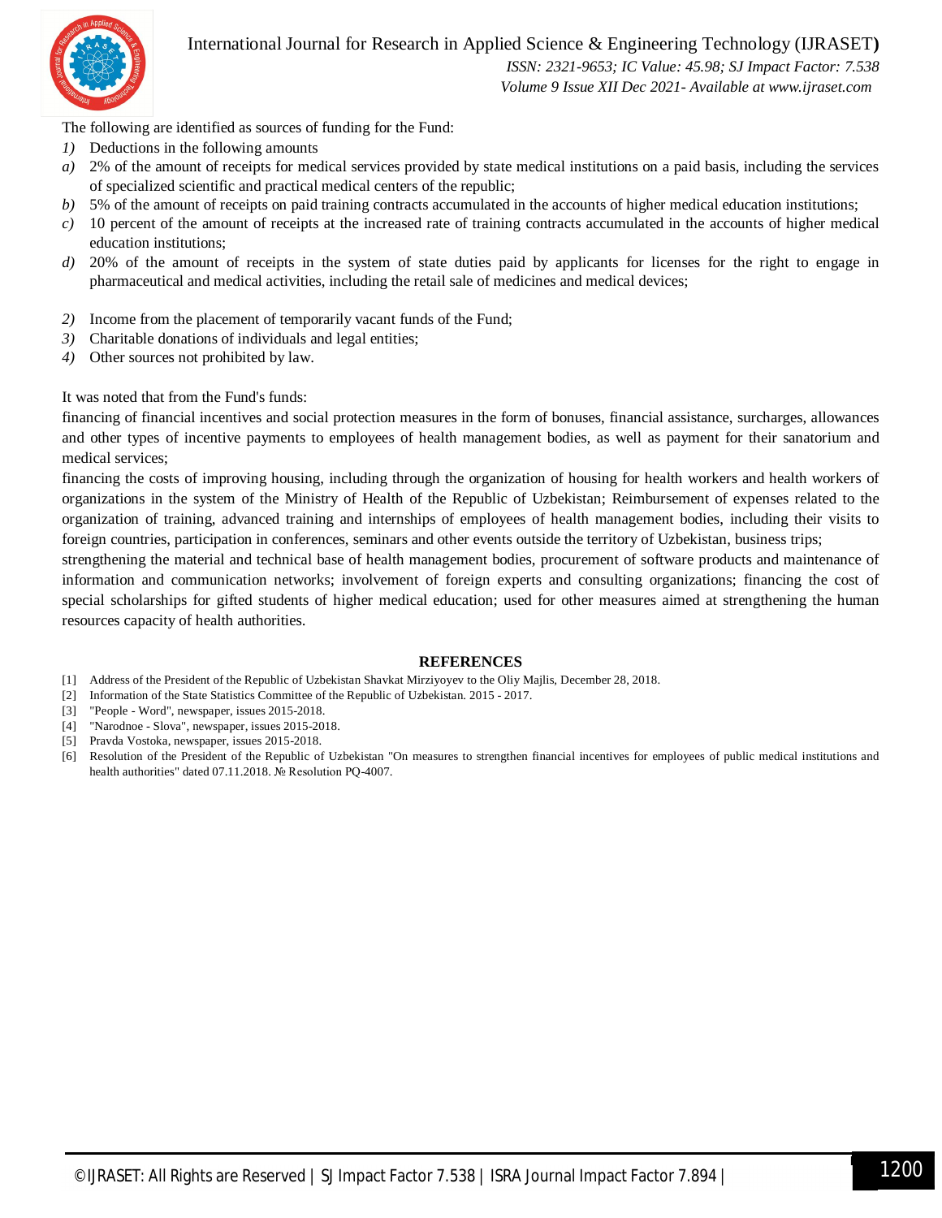The following are identified as sources of funding for the Fund:

*1)* Deductions in the following amounts

*a)* 2% of the amount of receipts for medical services provided by state medical institutions on a paid basis, including the services of specialized scientific and practical medical centers of the republic;

*b)* 5% of the amount of receipts on paid training contracts accumulated in the accounts of higher medical education institutions;

*c)* 10 percent of the amount of receipts at the increased rate of training contracts accumulated in the accounts of higher medical education institutions;

*d)* 20% of the amount of receipts in the system of state duties paid by applicants for licenses for the right to engage in pharmaceutical and medical activities, including the retail sale of medicines and medical devices;

*2)* Income from the placement of temporarily vacant funds of the Fund;

*3)* Charitable donations of individuals and legal entities;

*4)* Other sources not prohibited by law.

It was noted that from the Fund's funds:

financing of financial incentives and social protection measures in the form of bonuses, financial assistance, surcharges, allowances and other types of incentive payments to employees of health management bodies, as well as payment for their sanatorium and medical services;

financing the costs of improving housing, including through the organization of housing for health workers and health workers of organizations in the system of the Ministry of Health of the Republic of Uzbekistan; Reimbursement of expenses related to the organization of training, advanced training and internships of employees of health management bodies, including their visits to foreign countries, participation in conferences, seminars and other events outside the territory of Uzbekistan, business trips;

strengthening the material and technical base of health management bodies, procurement of software products and maintenance of information and communication networks; involvement of foreign experts and consulting organizations; financing the cost of special scholarships for gifted students of higher medical education; used for other measures aimed at strengthening the human resources capacity of health authorities.

## REFERENCES

[1] Address of the President of the Republic of Uzbekistan Shavkat Mirziyoyev to the Oliy Majlis, December 28, 2018.

[2] Information of the State Statistics Committee of the Republic of Uzbekistan. 2015 - 2017.

[3] "People - Word", newspaper, issues 2015-2018.

[4] "Narodnoe - Slova", newspaper, issues 2015-2018.

[5] Pravda Vostoka, newspaper, issues 2015-2018.

[6] Resolution of the President of the Republic of Uzbekistan "On measures to strengthen financial incentives for employees of public medical institutions and health authorities" dated 07.11.2018. № Resolution PQ-4007.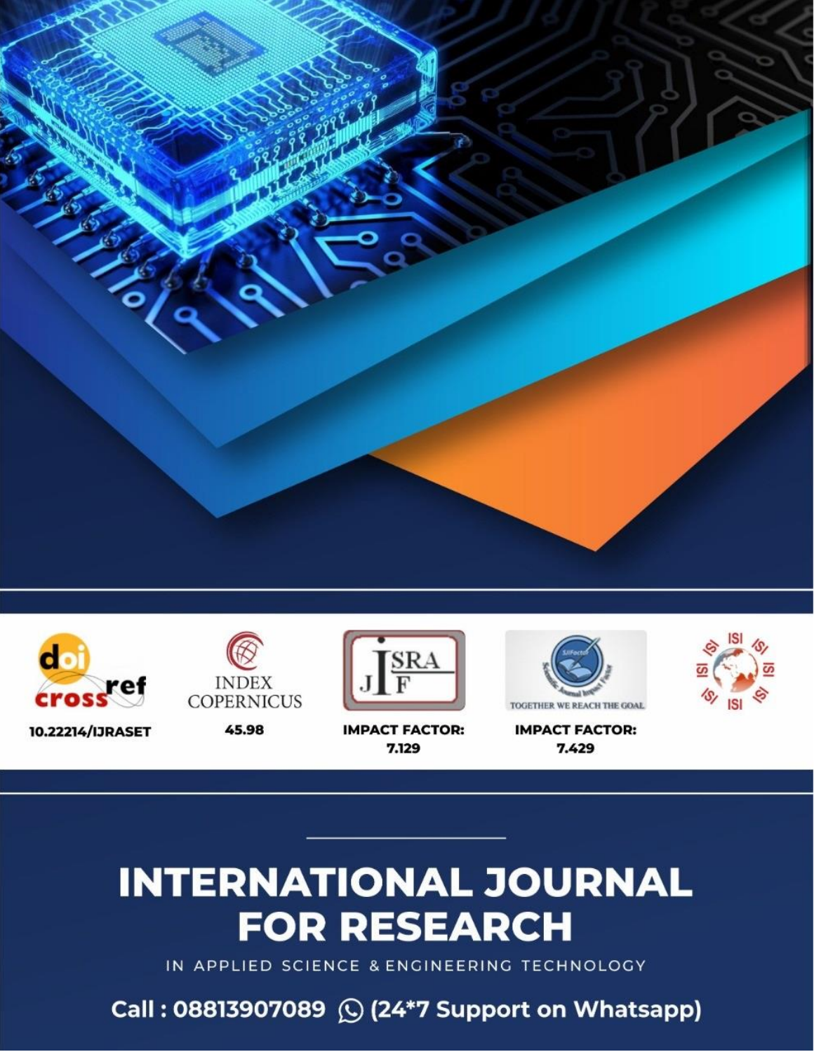10.22214/IJRASET

INDEX COPERNICUS

45.98

IMPACT FACTOR: 7.129

TOGETHER WE REACH THE GOAL

IMPACT FACTOR: 7.429

# INTERNATIONAL JOURNAL FOR RESEARCH

IN APPLIED SCIENCE & ENGINEERING TECHNOLOGY

Call : 08813907089 (24*7 Support on Whatsapp)